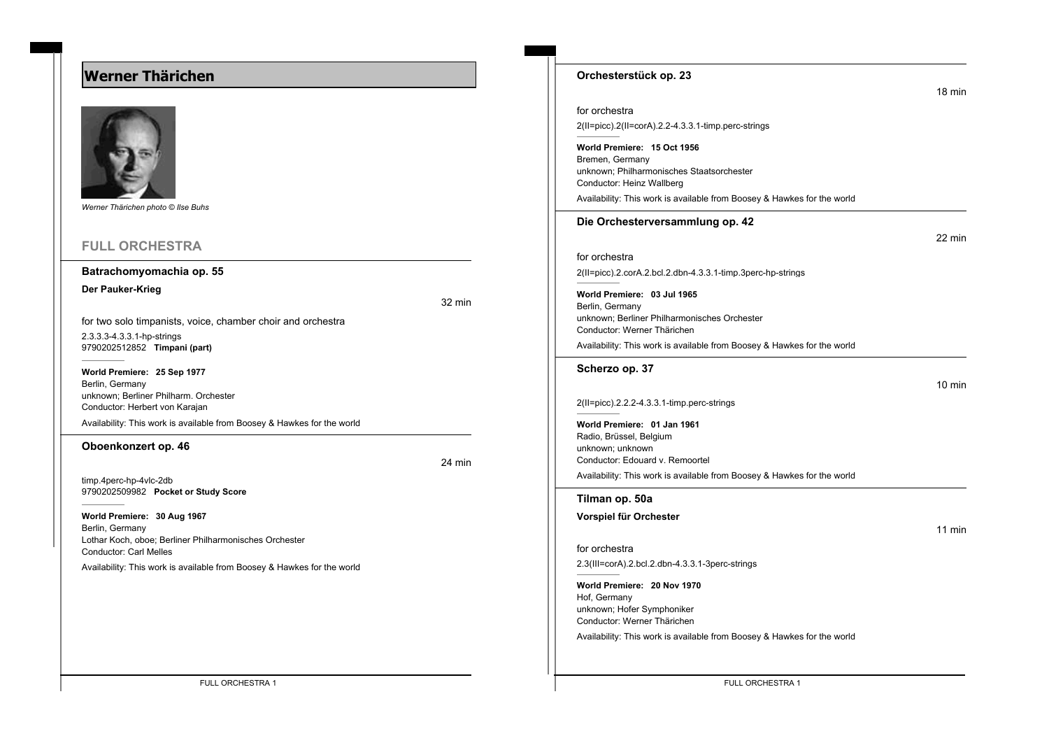# Werner Thärichen

*Werner Thärichen photo © Ilse Buhs*

## FULL ORCHESTRA

### Batrachomyomachia op. 55

**Der Pauker-Krieg**

32 min

for two solo timpanists, voice, chamber choir and orchestra

2.3.3.3-4.3.3.1-hp-strings

9790202512852 **Timpani (part)**

**World Premiere: 25 Sep 1977**
Berlin, Germany
unknown; Berliner Philharm. Orchester
Conductor: Herbert von Karajan

Availability: This work is available from Boosey & Hawkes for the world

### Oboenkonzert op. 46

24 min

timp.4perc-hp-4vlc-2db

9790202509982 **Pocket or Study Score**

**World Premiere: 30 Aug 1967**
Berlin, Germany
Lothar Koch, oboe; Berliner Philharmonisches Orchester
Conductor: Carl Melles

Availability: This work is available from Boosey & Hawkes for the world

### Orchesterstück op. 23

18 min

for orchestra

2(II=picc).2(II=corA).2.2-4.3.3.1-timp.perc-strings

**World Premiere: 15 Oct 1956**
Bremen, Germany
unknown; Philharmonisches Staatsorchester
Conductor: Heinz Wallberg

Availability: This work is available from Boosey & Hawkes for the world

### Die Orchesterversammlung op. 42

22 min

for orchestra

2(II=picc).2.corA.2.bcl.2.dbn-4.3.3.1-timp.3perc-hp-strings

**World Premiere: 03 Jul 1965**
Berlin, Germany
unknown; Berliner Philharmonisches Orchester
Conductor: Werner Thärichen

Availability: This work is available from Boosey & Hawkes for the world

### Scherzo op. 37

10 min

2(II=picc).2.2.2-4.3.3.1-timp.perc-strings

**World Premiere: 01 Jan 1961**
Radio, Brüssel, Belgium
unknown; unknown
Conductor: Edouard v. Remoortel

Availability: This work is available from Boosey & Hawkes for the world

### Tilman op. 50a

**Vorspiel für Orchester**

11 min

for orchestra

2.3(III=corA).2.bcl.2.dbn-4.3.3.1-3perc-strings

**World Premiere: 20 Nov 1970**
Hof, Germany
unknown; Hofer Symphoniker
Conductor: Werner Thärichen

Availability: This work is available from Boosey & Hawkes for the world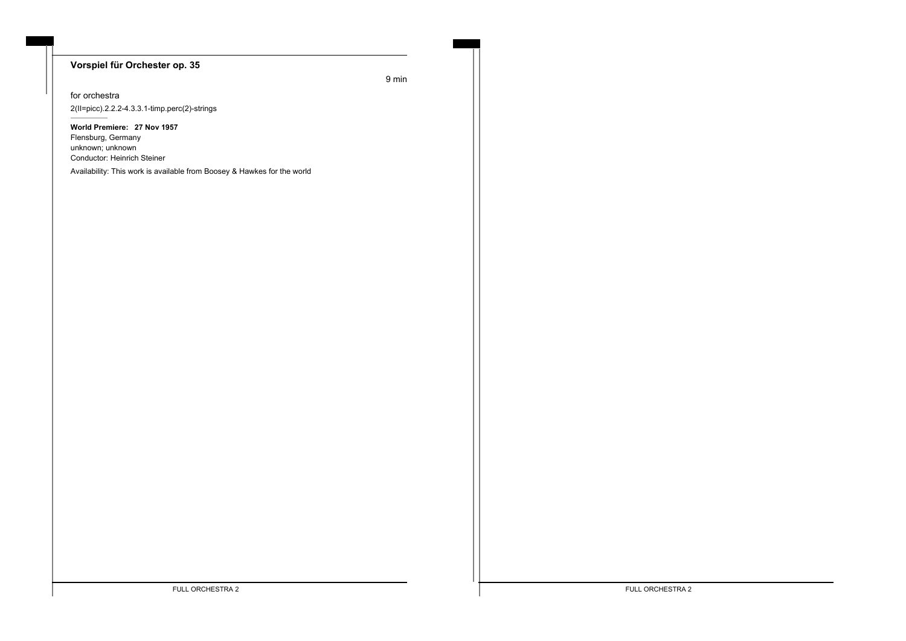## Vorspiel für Orchester op. 35

9 min

for orchestra

2(II=picc).2.2.2-4.3.3.1-timp.perc(2)-strings

**World Premiere: 27 Nov 1957**
Flensburg, Germany
unknown; unknown
Conductor: Heinrich Steiner

Availability: This work is available from Boosey & Hawkes for the world